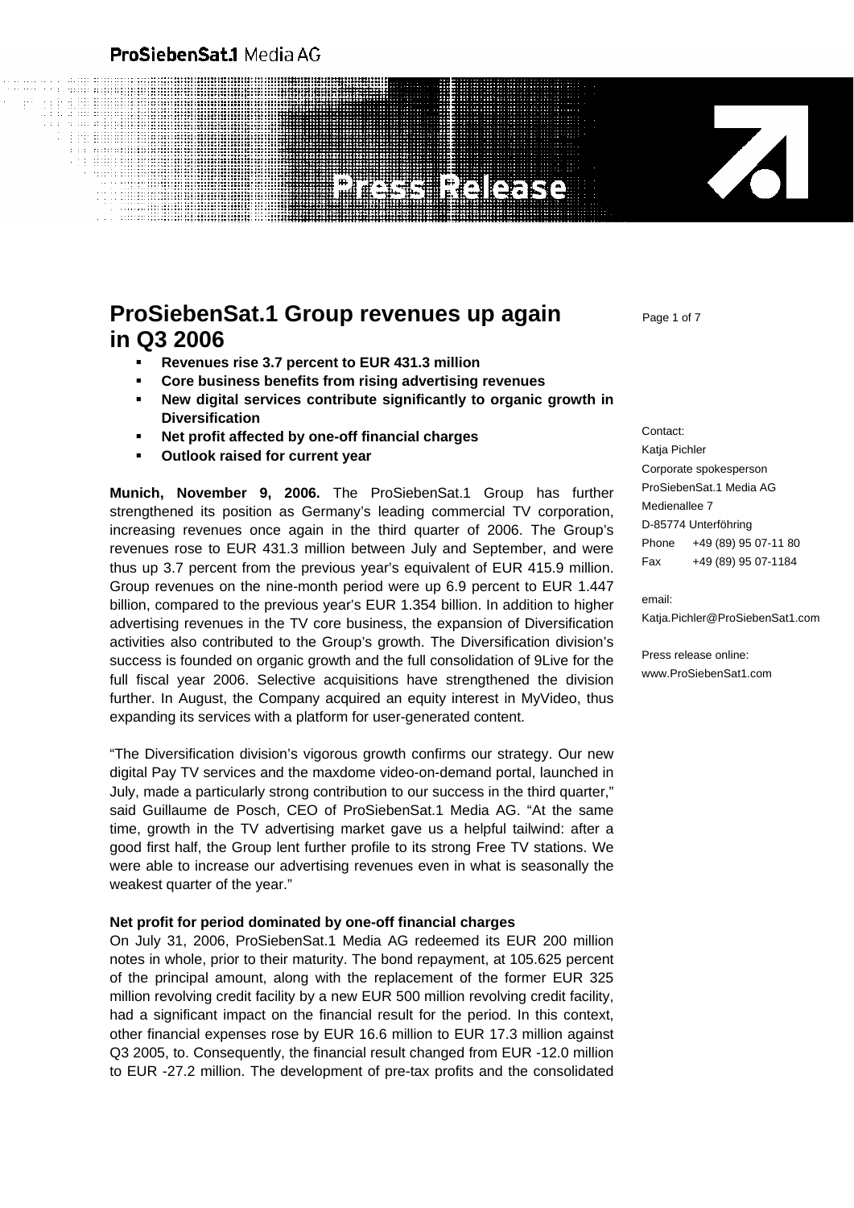# ProSiebenSat.1 Group revenues up again in Q3 2006

- **Revenues rise 3.7 percent to EUR 431.3 million**
- **Core business benefits from rising advertising revenues**
- **New digital services contribute significantly to organic growth in Diversification**
- **Net profit affected by one-off financial charges**
- **Outlook raised for current year**

Contact:
Katja Pichler
Corporate spokesperson
ProSiebenSat.1 Media AG
Medienallee 7
D-85774 Unterföhring
Phone +49 (89) 95 07-11 80
Fax +49 (89) 95 07-1184

email:
Katja.Pichler@ProSiebenSat1.com

Press release online:
www.ProSiebenSat1.com

**Munich, November 9, 2006.** The ProSiebenSat.1 Group has further strengthened its position as Germany's leading commercial TV corporation, increasing revenues once again in the third quarter of 2006. The Group's revenues rose to EUR 431.3 million between July and September, and were thus up 3.7 percent from the previous year's equivalent of EUR 415.9 million. Group revenues on the nine-month period were up 6.9 percent to EUR 1.447 billion, compared to the previous year's EUR 1.354 billion. In addition to higher advertising revenues in the TV core business, the expansion of Diversification activities also contributed to the Group's growth. The Diversification division's success is founded on organic growth and the full consolidation of 9Live for the full fiscal year 2006. Selective acquisitions have strengthened the division further. In August, the Company acquired an equity interest in MyVideo, thus expanding its services with a platform for user-generated content.

"The Diversification division's vigorous growth confirms our strategy. Our new digital Pay TV services and the maxdome video-on-demand portal, launched in July, made a particularly strong contribution to our success in the third quarter," said Guillaume de Posch, CEO of ProSiebenSat.1 Media AG. "At the same time, growth in the TV advertising market gave us a helpful tailwind: after a good first half, the Group lent further profile to its strong Free TV stations. We were able to increase our advertising revenues even in what is seasonally the weakest quarter of the year."

**Net profit for period dominated by one-off financial charges**

On July 31, 2006, ProSiebenSat.1 Media AG redeemed its EUR 200 million notes in whole, prior to their maturity. The bond repayment, at 105.625 percent of the principal amount, along with the replacement of the former EUR 325 million revolving credit facility by a new EUR 500 million revolving credit facility, had a significant impact on the financial result for the period. In this context, other financial expenses rose by EUR 16.6 million to EUR 17.3 million against Q3 2005, to. Consequently, the financial result changed from EUR -12.0 million to EUR -27.2 million. The development of pre-tax profits and the consolidated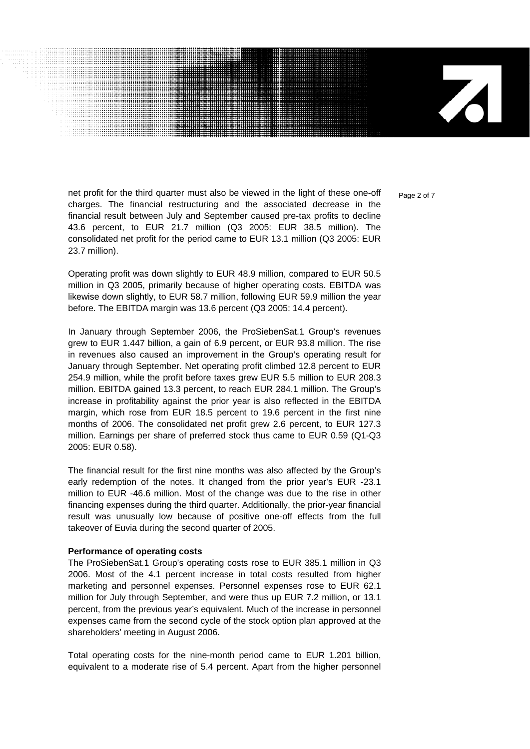net profit for the third quarter must also be viewed in the light of these one-off charges. The financial restructuring and the associated decrease in the financial result between July and September caused pre-tax profits to decline 43.6 percent, to EUR 21.7 million (Q3 2005: EUR 38.5 million). The consolidated net profit for the period came to EUR 13.1 million (Q3 2005: EUR 23.7 million).

Operating profit was down slightly to EUR 48.9 million, compared to EUR 50.5 million in Q3 2005, primarily because of higher operating costs. EBITDA was likewise down slightly, to EUR 58.7 million, following EUR 59.9 million the year before. The EBITDA margin was 13.6 percent (Q3 2005: 14.4 percent).

In January through September 2006, the ProSiebenSat.1 Group's revenues grew to EUR 1.447 billion, a gain of 6.9 percent, or EUR 93.8 million. The rise in revenues also caused an improvement in the Group's operating result for January through September. Net operating profit climbed 12.8 percent to EUR 254.9 million, while the profit before taxes grew EUR 5.5 million to EUR 208.3 million. EBITDA gained 13.3 percent, to reach EUR 284.1 million. The Group's increase in profitability against the prior year is also reflected in the EBITDA margin, which rose from EUR 18.5 percent to 19.6 percent in the first nine months of 2006. The consolidated net profit grew 2.6 percent, to EUR 127.3 million. Earnings per share of preferred stock thus came to EUR 0.59 (Q1-Q3 2005: EUR 0.58).

The financial result for the first nine months was also affected by the Group's early redemption of the notes. It changed from the prior year's EUR -23.1 million to EUR -46.6 million. Most of the change was due to the rise in other financing expenses during the third quarter. Additionally, the prior-year financial result was unusually low because of positive one-off effects from the full takeover of Euvia during the second quarter of 2005.

**Performance of operating costs**

The ProSiebenSat.1 Group's operating costs rose to EUR 385.1 million in Q3 2006. Most of the 4.1 percent increase in total costs resulted from higher marketing and personnel expenses. Personnel expenses rose to EUR 62.1 million for July through September, and were thus up EUR 7.2 million, or 13.1 percent, from the previous year's equivalent. Much of the increase in personnel expenses came from the second cycle of the stock option plan approved at the shareholders' meeting in August 2006.

Total operating costs for the nine-month period came to EUR 1.201 billion, equivalent to a moderate rise of 5.4 percent. Apart from the higher personnel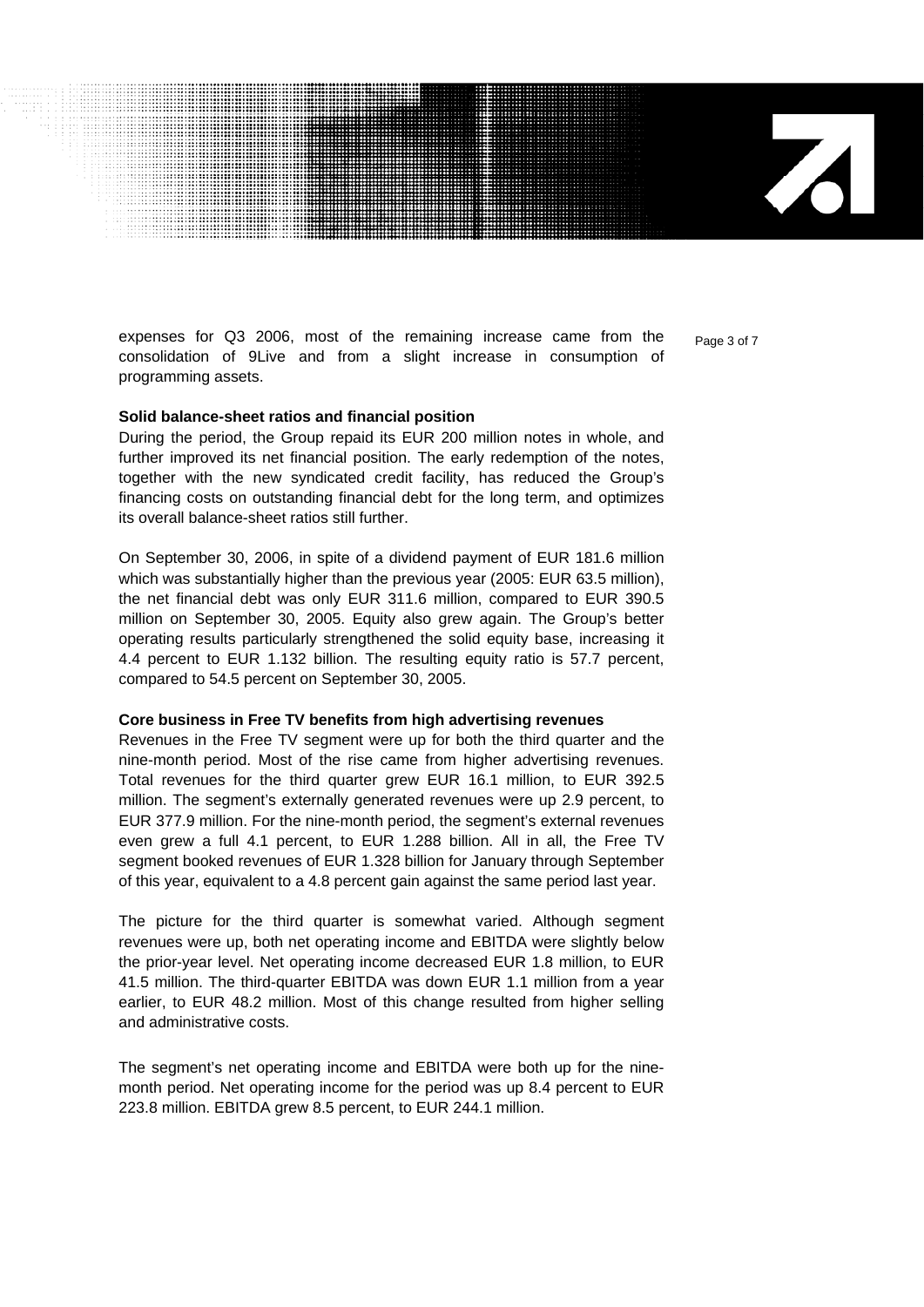expenses for Q3 2006, most of the remaining increase came from the consolidation of 9Live and from a slight increase in consumption of programming assets.

**Solid balance-sheet ratios and financial position**

During the period, the Group repaid its EUR 200 million notes in whole, and further improved its net financial position. The early redemption of the notes, together with the new syndicated credit facility, has reduced the Group's financing costs on outstanding financial debt for the long term, and optimizes its overall balance-sheet ratios still further.

On September 30, 2006, in spite of a dividend payment of EUR 181.6 million which was substantially higher than the previous year (2005: EUR 63.5 million), the net financial debt was only EUR 311.6 million, compared to EUR 390.5 million on September 30, 2005. Equity also grew again. The Group's better operating results particularly strengthened the solid equity base, increasing it 4.4 percent to EUR 1.132 billion. The resulting equity ratio is 57.7 percent, compared to 54.5 percent on September 30, 2005.

**Core business in Free TV benefits from high advertising revenues**

Revenues in the Free TV segment were up for both the third quarter and the nine-month period. Most of the rise came from higher advertising revenues. Total revenues for the third quarter grew EUR 16.1 million, to EUR 392.5 million. The segment's externally generated revenues were up 2.9 percent, to EUR 377.9 million. For the nine-month period, the segment's external revenues even grew a full 4.1 percent, to EUR 1.288 billion. All in all, the Free TV segment booked revenues of EUR 1.328 billion for January through September of this year, equivalent to a 4.8 percent gain against the same period last year.

The picture for the third quarter is somewhat varied. Although segment revenues were up, both net operating income and EBITDA were slightly below the prior-year level. Net operating income decreased EUR 1.8 million, to EUR 41.5 million. The third-quarter EBITDA was down EUR 1.1 million from a year earlier, to EUR 48.2 million. Most of this change resulted from higher selling and administrative costs.

The segment's net operating income and EBITDA were both up for the nine-month period. Net operating income for the period was up 8.4 percent to EUR 223.8 million. EBITDA grew 8.5 percent, to EUR 244.1 million.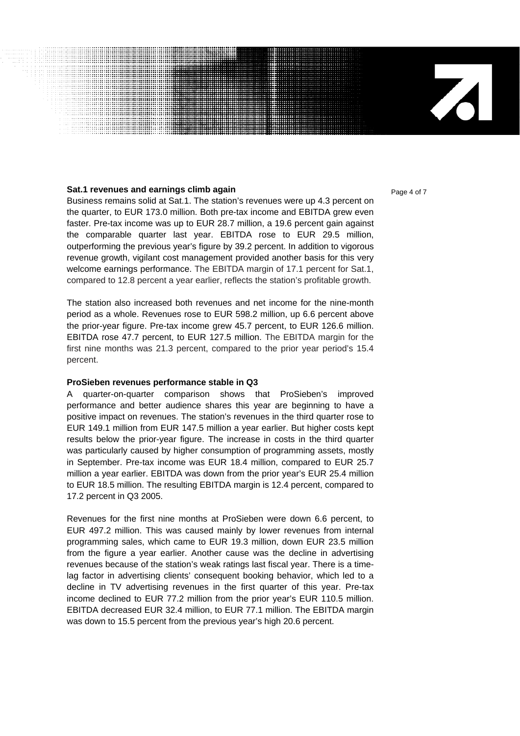### Sat.1 revenues and earnings climb again

Business remains solid at Sat.1. The station's revenues were up 4.3 percent on the quarter, to EUR 173.0 million. Both pre-tax income and EBITDA grew even faster. Pre-tax income was up to EUR 28.7 million, a 19.6 percent gain against the comparable quarter last year. EBITDA rose to EUR 29.5 million, outperforming the previous year's figure by 39.2 percent. In addition to vigorous revenue growth, vigilant cost management provided another basis for this very welcome earnings performance. The EBITDA margin of 17.1 percent for Sat.1, compared to 12.8 percent a year earlier, reflects the station's profitable growth.

The station also increased both revenues and net income for the nine-month period as a whole. Revenues rose to EUR 598.2 million, up 6.6 percent above the prior-year figure. Pre-tax income grew 45.7 percent, to EUR 126.6 million. EBITDA rose 47.7 percent, to EUR 127.5 million. The EBITDA margin for the first nine months was 21.3 percent, compared to the prior year period's 15.4 percent.

### ProSieben revenues performance stable in Q3

A quarter-on-quarter comparison shows that ProSieben's improved performance and better audience shares this year are beginning to have a positive impact on revenues. The station's revenues in the third quarter rose to EUR 149.1 million from EUR 147.5 million a year earlier. But higher costs kept results below the prior-year figure. The increase in costs in the third quarter was particularly caused by higher consumption of programming assets, mostly in September. Pre-tax income was EUR 18.4 million, compared to EUR 25.7 million a year earlier. EBITDA was down from the prior year's EUR 25.4 million to EUR 18.5 million. The resulting EBITDA margin is 12.4 percent, compared to 17.2 percent in Q3 2005.

Revenues for the first nine months at ProSieben were down 6.6 percent, to EUR 497.2 million. This was caused mainly by lower revenues from internal programming sales, which came to EUR 19.3 million, down EUR 23.5 million from the figure a year earlier. Another cause was the decline in advertising revenues because of the station's weak ratings last fiscal year. There is a time-lag factor in advertising clients' consequent booking behavior, which led to a decline in TV advertising revenues in the first quarter of this year. Pre-tax income declined to EUR 77.2 million from the prior year's EUR 110.5 million. EBITDA decreased EUR 32.4 million, to EUR 77.1 million. The EBITDA margin was down to 15.5 percent from the previous year's high 20.6 percent.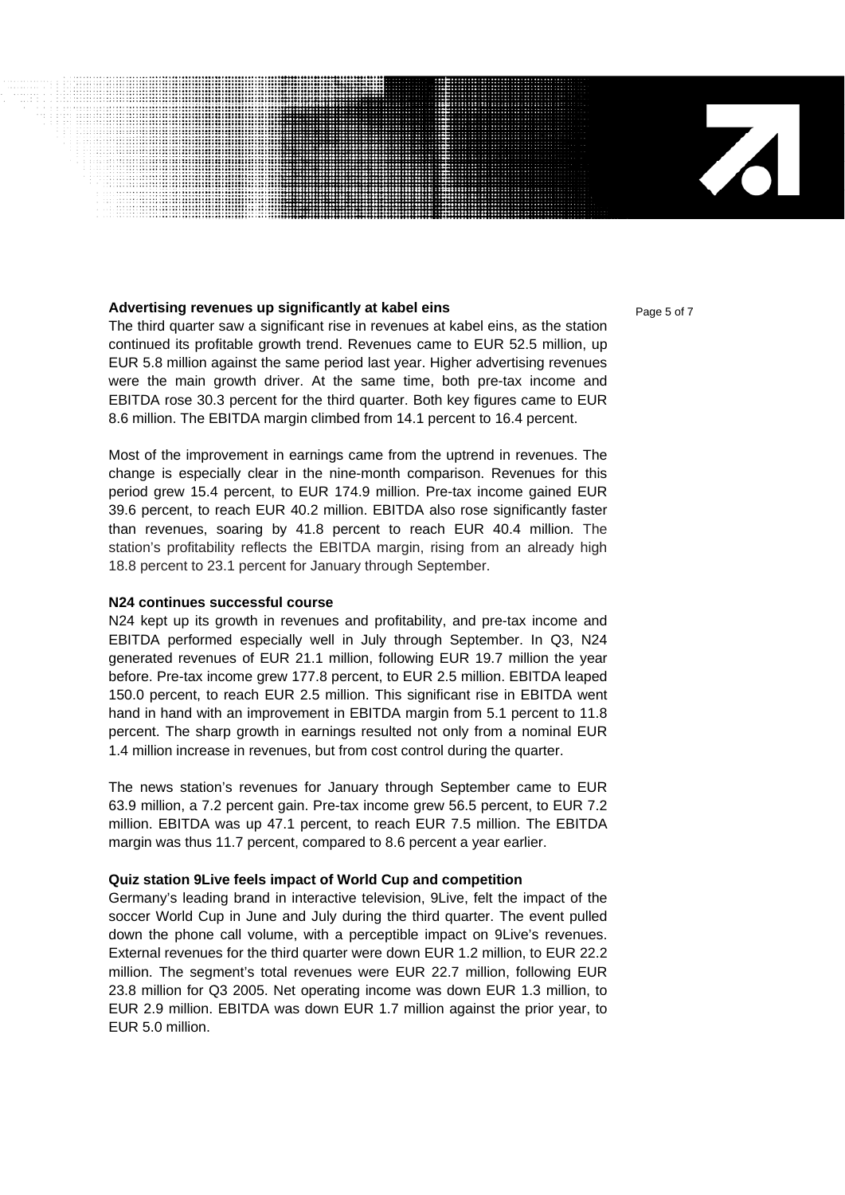**Advertising revenues up significantly at kabel eins**

The third quarter saw a significant rise in revenues at kabel eins, as the station continued its profitable growth trend. Revenues came to EUR 52.5 million, up EUR 5.8 million against the same period last year. Higher advertising revenues were the main growth driver. At the same time, both pre-tax income and EBITDA rose 30.3 percent for the third quarter. Both key figures came to EUR 8.6 million. The EBITDA margin climbed from 14.1 percent to 16.4 percent.

Most of the improvement in earnings came from the uptrend in revenues. The change is especially clear in the nine-month comparison. Revenues for this period grew 15.4 percent, to EUR 174.9 million. Pre-tax income gained EUR 39.6 percent, to reach EUR 40.2 million. EBITDA also rose significantly faster than revenues, soaring by 41.8 percent to reach EUR 40.4 million. The station's profitability reflects the EBITDA margin, rising from an already high 18.8 percent to 23.1 percent for January through September.

**N24 continues successful course**

N24 kept up its growth in revenues and profitability, and pre-tax income and EBITDA performed especially well in July through September. In Q3, N24 generated revenues of EUR 21.1 million, following EUR 19.7 million the year before. Pre-tax income grew 177.8 percent, to EUR 2.5 million. EBITDA leaped 150.0 percent, to reach EUR 2.5 million. This significant rise in EBITDA went hand in hand with an improvement in EBITDA margin from 5.1 percent to 11.8 percent. The sharp growth in earnings resulted not only from a nominal EUR 1.4 million increase in revenues, but from cost control during the quarter.

The news station's revenues for January through September came to EUR 63.9 million, a 7.2 percent gain. Pre-tax income grew 56.5 percent, to EUR 7.2 million. EBITDA was up 47.1 percent, to reach EUR 7.5 million. The EBITDA margin was thus 11.7 percent, compared to 8.6 percent a year earlier.

**Quiz station 9Live feels impact of World Cup and competition**

Germany's leading brand in interactive television, 9Live, felt the impact of the soccer World Cup in June and July during the third quarter. The event pulled down the phone call volume, with a perceptible impact on 9Live's revenues. External revenues for the third quarter were down EUR 1.2 million, to EUR 22.2 million. The segment's total revenues were EUR 22.7 million, following EUR 23.8 million for Q3 2005. Net operating income was down EUR 1.3 million, to EUR 2.9 million. EBITDA was down EUR 1.7 million against the prior year, to EUR 5.0 million.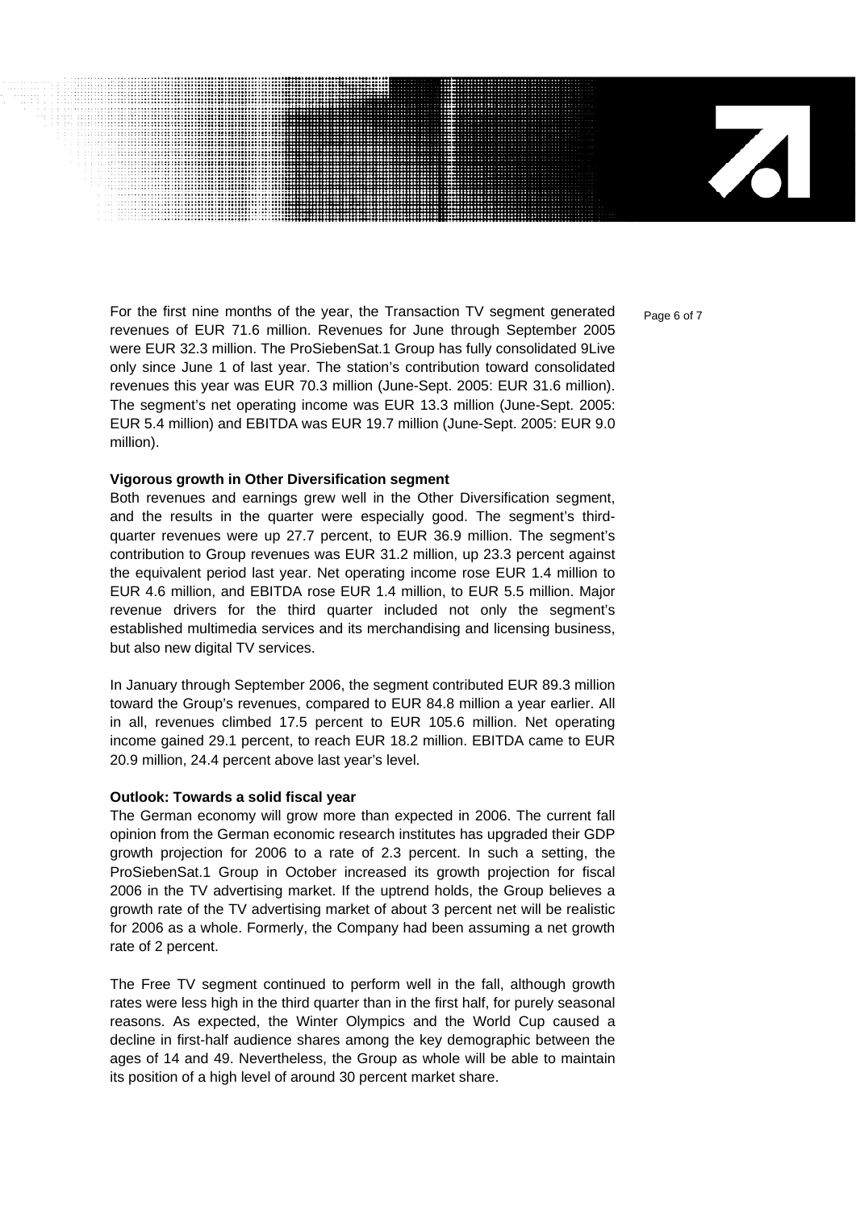For the first nine months of the year, the Transaction TV segment generated revenues of EUR 71.6 million. Revenues for June through September 2005 were EUR 32.3 million. The ProSiebenSat.1 Group has fully consolidated 9Live only since June 1 of last year. The station's contribution toward consolidated revenues this year was EUR 70.3 million (June-Sept. 2005: EUR 31.6 million). The segment's net operating income was EUR 13.3 million (June-Sept. 2005: EUR 5.4 million) and EBITDA was EUR 19.7 million (June-Sept. 2005: EUR 9.0 million).

**Vigorous growth in Other Diversification segment**

Both revenues and earnings grew well in the Other Diversification segment, and the results in the quarter were especially good. The segment's third-quarter revenues were up 27.7 percent, to EUR 36.9 million. The segment's contribution to Group revenues was EUR 31.2 million, up 23.3 percent against the equivalent period last year. Net operating income rose EUR 1.4 million to EUR 4.6 million, and EBITDA rose EUR 1.4 million, to EUR 5.5 million. Major revenue drivers for the third quarter included not only the segment's established multimedia services and its merchandising and licensing business, but also new digital TV services.

In January through September 2006, the segment contributed EUR 89.3 million toward the Group's revenues, compared to EUR 84.8 million a year earlier. All in all, revenues climbed 17.5 percent to EUR 105.6 million. Net operating income gained 29.1 percent, to reach EUR 18.2 million. EBITDA came to EUR 20.9 million, 24.4 percent above last year's level.

**Outlook: Towards a solid fiscal year**

The German economy will grow more than expected in 2006. The current fall opinion from the German economic research institutes has upgraded their GDP growth projection for 2006 to a rate of 2.3 percent. In such a setting, the ProSiebenSat.1 Group in October increased its growth projection for fiscal 2006 in the TV advertising market. If the uptrend holds, the Group believes a growth rate of the TV advertising market of about 3 percent net will be realistic for 2006 as a whole. Formerly, the Company had been assuming a net growth rate of 2 percent.

The Free TV segment continued to perform well in the fall, although growth rates were less high in the third quarter than in the first half, for purely seasonal reasons. As expected, the Winter Olympics and the World Cup caused a decline in first-half audience shares among the key demographic between the ages of 14 and 49. Nevertheless, the Group as whole will be able to maintain its position of a high level of around 30 percent market share.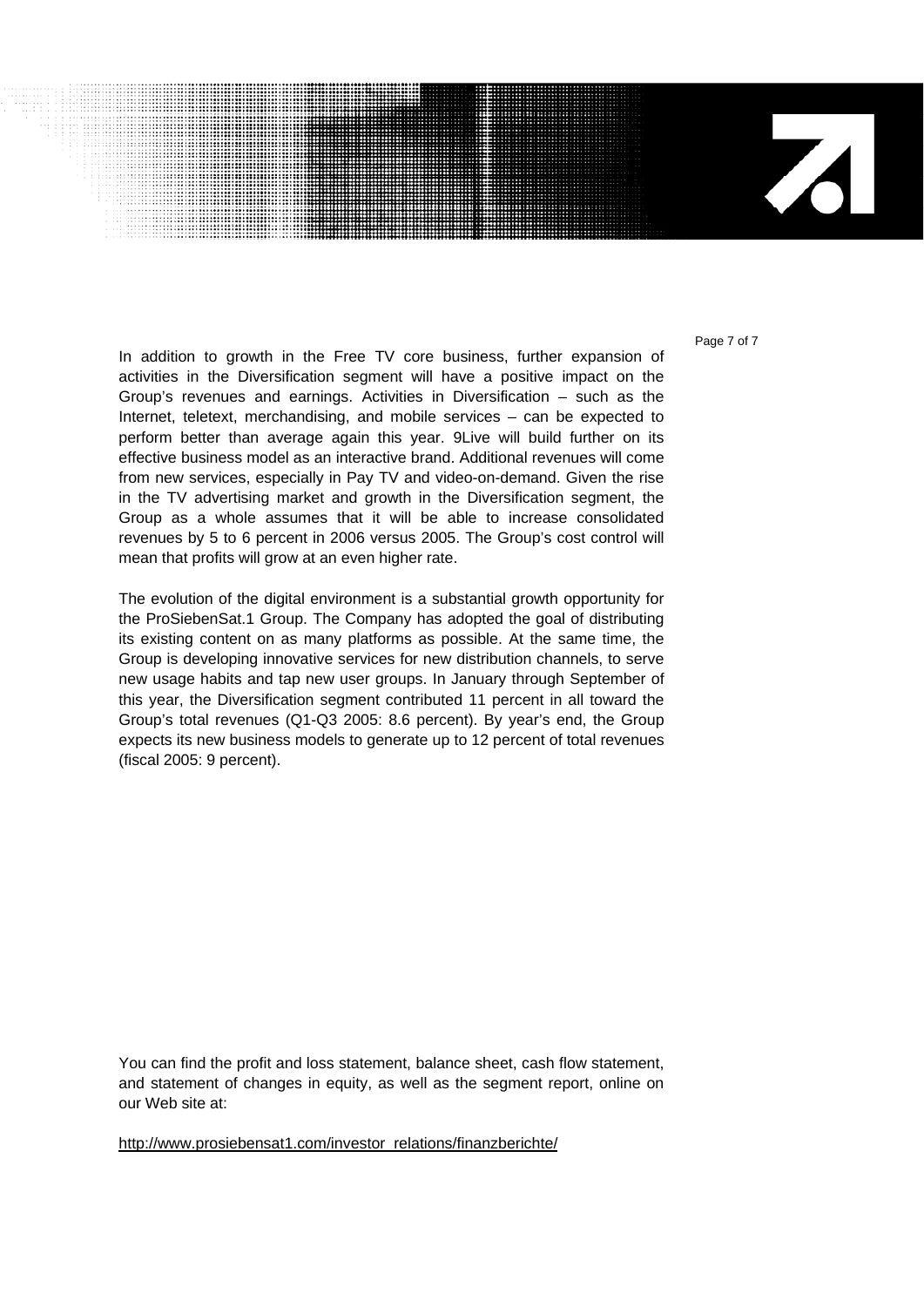In addition to growth in the Free TV core business, further expansion of activities in the Diversification segment will have a positive impact on the Group's revenues and earnings. Activities in Diversification – such as the Internet, teletext, merchandising, and mobile services – can be expected to perform better than average again this year. 9Live will build further on its effective business model as an interactive brand. Additional revenues will come from new services, especially in Pay TV and video-on-demand. Given the rise in the TV advertising market and growth in the Diversification segment, the Group as a whole assumes that it will be able to increase consolidated revenues by 5 to 6 percent in 2006 versus 2005. The Group's cost control will mean that profits will grow at an even higher rate.

The evolution of the digital environment is a substantial growth opportunity for the ProSiebenSat.1 Group. The Company has adopted the goal of distributing its existing content on as many platforms as possible. At the same time, the Group is developing innovative services for new distribution channels, to serve new usage habits and tap new user groups. In January through September of this year, the Diversification segment contributed 11 percent in all toward the Group's total revenues (Q1-Q3 2005: 8.6 percent). By year's end, the Group expects its new business models to generate up to 12 percent of total revenues (fiscal 2005: 9 percent).

You can find the profit and loss statement, balance sheet, cash flow statement, and statement of changes in equity, as well as the segment report, online on our Web site at:

http://www.prosiebensat1.com/investor_relations/finanzberichte/